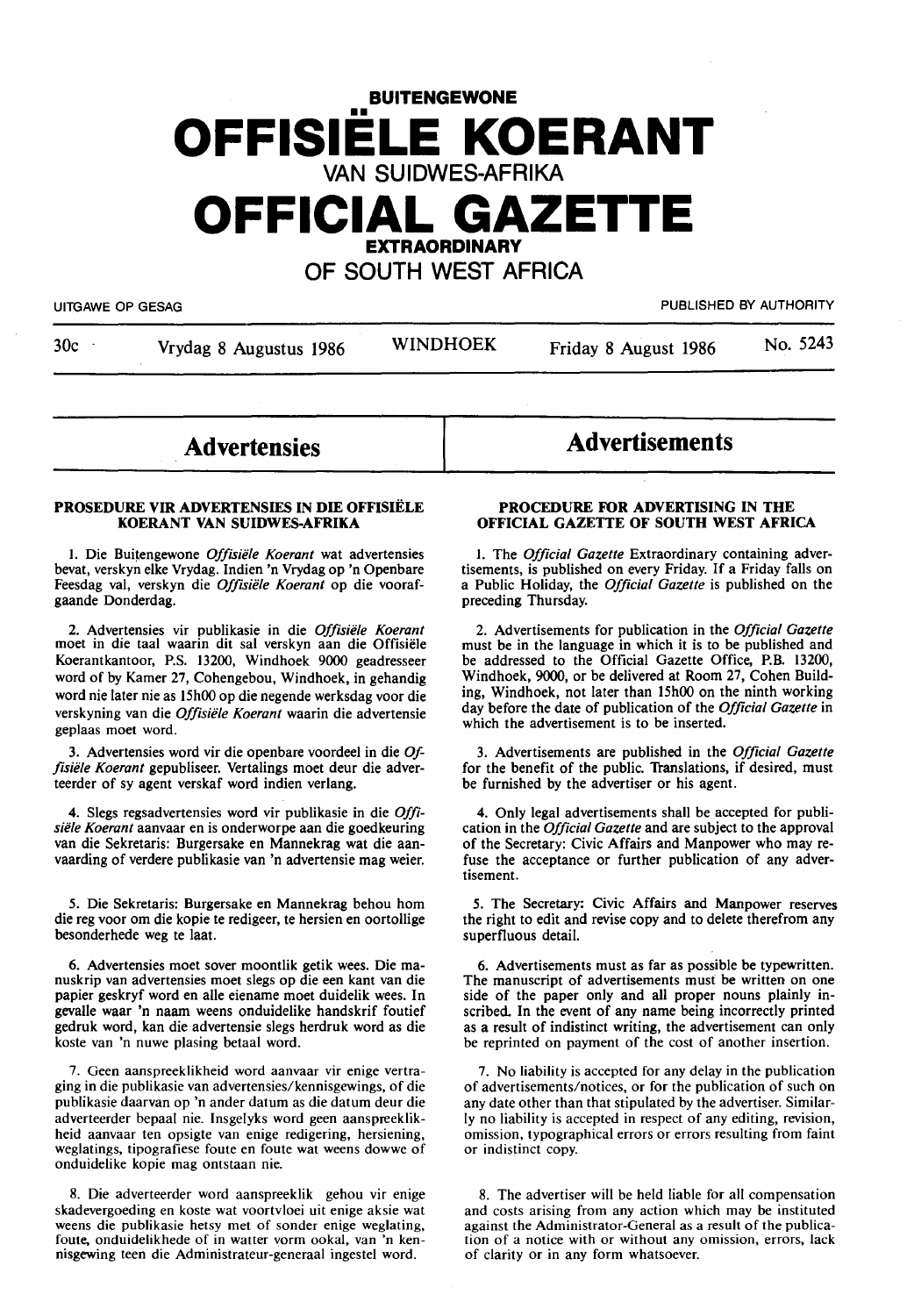# BUITENGEWONE OFFISIËLE KOERANT VAN SUIDWES-AFRIKA

# OFFICIAL GAZETTE EXTRAORDINARY OF SOUTH WEST AFRICA

UITGAWE OP GESAG

PUBLISHED BY AUTHORITY

30c — Vrydag 8 Augustus 1986 — WINDHOEK — Friday 8 August 1986 — No. 5243

## Advertensies

### PROSEDURE VIR ADVERTENSIES IN DIE OFFISIËLE KOERANT VAN SUIDWES-AFRIKA

1. Die Buitengewone *Offisiële Koerant* wat advertensies bevat, verskyn elke Vrydag. Indien 'n Vrydag op 'n Openbare Feesdag val, verskyn die *Offisiële Koerant* op die voorafgaande Donderdag.

2. Advertensies vir publikasie in die *Offisiële Koerant* moet in die taal waarin dit sal verskyn aan die Offisiële Koerantkantoor, P.S. 13200, Windhoek 9000 geadresseer word of by Kamer 27, Cohengebou, Windhoek, in gehandig word nie later nie as 15h00 op die negende werksdag voor die verskyning van die *Offisiële Koerant* waarin die advertensie geplaas moet word.

3. Advertensies word vir die openbare voordeel in die *Offisiële Koerant* gepubliseer. Vertalings moet deur die adverteerder of sy agent verskaf word indien verlang.

4. Slegs regsadvertensies word vir publikasie in die *Offisiële Koerant* aanvaar en is onderworpe aan die goedkeuring van die Sekretaris: Burgersake en Mannekrag wat die aanvaarding of verdere publikasie van 'n advertensie mag weier.

5. Die Sekretaris: Burgersake en Mannekrag behou hom die reg voor om die kopie te redigeer, te hersien en oortollige besonderhede weg te laat.

6. Advertensies moet sover moontlik getik wees. Die manuskrip van advertensies moet slegs op die een kant van die papier geskryf word en alle eiename moet duidelik wees. In gevalle waar 'n naam weens onduidelike handskrif foutief gedruk word, kan die advertensie slegs herdruk word as die koste van 'n nuwe plasing betaal word.

7. Geen aanspreeklikheid word aanvaar vir enige vertraging in die publikasie van advertensies/kennisgewings, of die publikasie daarvan op 'n ander datum as die datum deur die adverteerder bepaal nie. Insgelyks word geen aanspreeklikheid aanvaar ten opsigte van enige redigering, hersiening, weglatings, tipografiese foute en foute wat weens dowwe of onduidelike kopie mag ontstaan nie.

8. Die adverteerder word aanspreeklik gehou vir enige skadevergoeding en koste wat voortvloei uit enige aksie wat weens die publikasie hetsy met of sonder enige weglating, foute, onduidelikhede of in watter vorm ookal, van 'n kennisgewing teen die Administrateur-generaal ingestel word.

## Advertisements

### PROCEDURE FOR ADVERTISING IN THE OFFICIAL GAZETTE OF SOUTH WEST AFRICA

1. The *Official Gazette* Extraordinary containing advertisements, is published on every Friday. If a Friday falls on a Public Holiday, the *Official Gazette* is published on the preceding Thursday.

2. Advertisements for publication in the *Official Gazette* must be in the language in which it is to be published and be addressed to the Official Gazette Office, P.B. 13200, Windhoek, 9000, or be delivered at Room 27, Cohen Building, Windhoek, not later than 15h00 on the ninth working day before the date of publication of the *Official Gazette* in which the advertisement is to be inserted.

3. Advertisements are published in the *Official Gazette* for the benefit of the public. Translations, if desired, must be furnished by the advertiser or his agent.

4. Only legal advertisements shall be accepted for publication in the *Official Gazette* and are subject to the approval of the Secretary: Civic Affairs and Manpower who may refuse the acceptance or further publication of any advertisement.

5. The Secretary: Civic Affairs and Manpower reserves the right to edit and revise copy and to delete therefrom any superfluous detail.

6. Advertisements must as far as possible be typewritten. The manuscript of advertisements must be written on one side of the paper only and all proper nouns plainly inscribed. In the event of any name being incorrectly printed as a result of indistinct writing, the advertisement can only be reprinted on payment of the cost of another insertion.

7. No liability is accepted for any delay in the publication of advertisements/notices, or for the publication of such on any date other than that stipulated by the advertiser. Similarly no liability is accepted in respect of any editing, revision, omission, typographical errors or errors resulting from faint or indistinct copy.

8. The advertiser will be held liable for all compensation and costs arising from any action which may be instituted against the Administrator-General as a result of the publication of a notice with or without any omission, errors, lack of clarity or in any form whatsoever.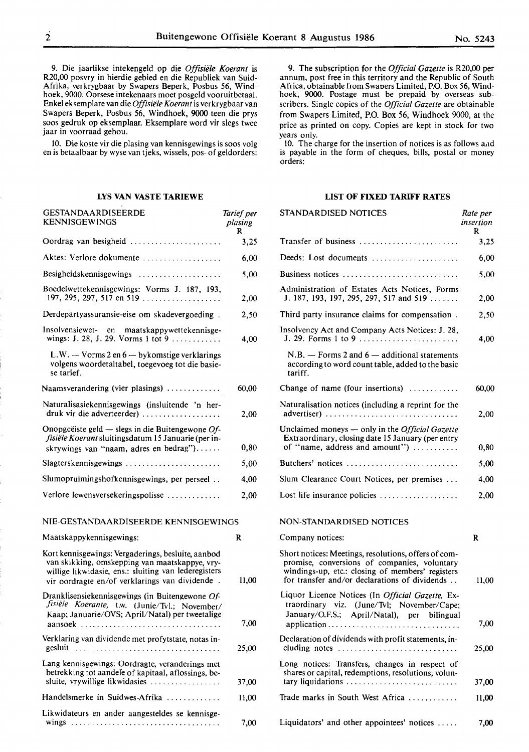9. Die jaarlikse intekengeld op die *Offisiële Koerant* is R20,00 posvry in hierdie gebied en die Republiek van Suid-Afrika, verkrygbaar by Swapers Beperk, Posbus 56, Windhoek, 9000. Oorsese intekenaars moet posgeld vooruitbetaal. Enkel eksemplare van die *Offisiële Koerant* is verkrygbaar van Swapers Beperk, Posbus 56, Windhoek, 9000 teen die prys soos gedruk op eksemplaar. Eksemplare word vir slegs twee jaar in voorraad gehou.

10. Die koste vir die plasing van kennisgewings is soos volg en is betaalbaar by wyse van tjeks, wissels, pos- of geldorders:

### LYS VAN VASTE TARIEWE

| GESTANDAARDISEERDE KENNISGEWINGS | *Tarief per plasing* R |
|---|---|
| Oordrag van besigheid | 3,25 |
| Aktes: Verlore dokumente | 6,00 |
| Besigheidskennisgewings | 5,00 |
| Boedelwettekennisgewings: Vorms J. 187, 193, 197, 295, 297, 517 en 519 | 2,00 |
| Derdepartyassuransie-eise om skadevergoeding | 2,50 |
| Insolvensiewet- en maatskappywettekennisgewings: J. 28, J. 29. Vorms 1 tot 9 | 4,00 |
| L.W. — Vorms 2 en 6 — bykomstige verklarings volgens woordetaltabel, toegevoeg tot die basiese tarief. | |
| Naamsverandering (vier plasings) | 60,00 |
| Naturalisasiekennisgewings (insluitende 'n herdruk vir die adverteerder) | 2,00 |
| Onopgeëiste geld — slegs in die Buitengewone *Offisiële Koerant* sluitingsdatum 15 Januarie (per inskrywings van "naam, adres en bedrag") | 0,80 |
| Slagterskennisgewings | 5,00 |
| Slumopruimingshofkennisgewings, per perseel | 4,00 |
| Verlore lewensversekeringspolisse | 2,00 |

### NIE-GESTANDAARDISEERDE KENNISGEWINGS

| Maatskappykennisgewings: | R |
|---|---|
| Kort kennisgewings: Vergaderings, besluite, aanbod van skikking, omskepping van maatskappye, vrywillige likwidasie, ens.: sluiting van lederegisters vir oordragte en/of verklarings van dividende | 11,00 |
| Dranklisensiekennisgewings (in Buitengewone *Offisiële Koerante*, t.w. (Junie/Tvl.; November/Kaap; Januarie/OVS; April/Natal) per tweetalige aansoek | 7,00 |
| Verklaring van dividende met profytstate, notas ingesluit | 25,00 |
| Lang kennisgewings: Oordragte, veranderings met betrekking tot aandele of kapitaal, aflossings, besluite, vrywillige likwidasies | 37,00 |
| Handelsmerke in Suidwes-Afrika | 11,00 |
| Likwidateurs en ander aangesteldes se kennisgewings | 7,00 |

9. The subscription for the *Official Gazette* is R20,00 per annum, post free in this territory and the Republic of South Africa, obtainable from Swapers Limited, P.O. Box 56, Windhoek, 9000. Postage must be prepaid by overseas subscribers. Single copies of the *Official Gazette* are obtainable from Swapers Limited, P.O. Box 56, Windhoek 9000, at the price as printed on copy. Copies are kept in stock for two years only.

10. The charge for the insertion of notices is as follows and is payable in the form of cheques, bills, postal or money orders:

### LIST OF FIXED TARIFF RATES

| STANDARDISED NOTICES | *Rate per insertion* R |
|---|---|
| Transfer of business | 3,25 |
| Deeds: Lost documents | 6,00 |
| Business notices | 5,00 |
| Administration of Estates Acts Notices, Forms J. 187, 193, 197, 295, 297, 517 and 519 | 2,00 |
| Third party insurance claims for compensation | 2,50 |
| Insolvency Act and Company Acts Notices: J. 28, J. 29. Forms 1 to 9 | 4,00 |
| N.B. — Forms 2 and 6 — additional statements according to word count table, added to the basic tariff. | |
| Change of name (four insertions) | 60,00 |
| Naturalisation notices (including a reprint for the advertiser) | 2,00 |
| Unclaimed moneys — only in the *Official Gazette* Extraordinary, closing date 15 January (per entry of "name, address and amount") | 0,80 |
| Butchers' notices | 5,00 |
| Slum Clearance Court Notices, per premises | 4,00 |
| Lost life insurance policies | 2,00 |

### NON-STANDARDISED NOTICES

| Company notices: | R |
|---|---|
| Short notices: Meetings, resolutions, offers of compromise, conversions of companies, voluntary windings-up, etc.: closing of members' registers for transfer and/or declarations of dividends | 11,00 |
| Liquor Licence Notices (In *Official Gazette*, Extraordinary viz. (June/Tvl; November/Cape; January/O.F.S.; April/Natal), per bilingual application | 7,00 |
| Declaration of dividends with profit statements, including notes | 25,00 |
| Long notices: Transfers, changes in respect of shares or capital, redemptions, resolutions, voluntary liquidations | 37,00 |
| Trade marks in South West Africa | 11,00 |
| Liquidators' and other appointees' notices | 7,00 |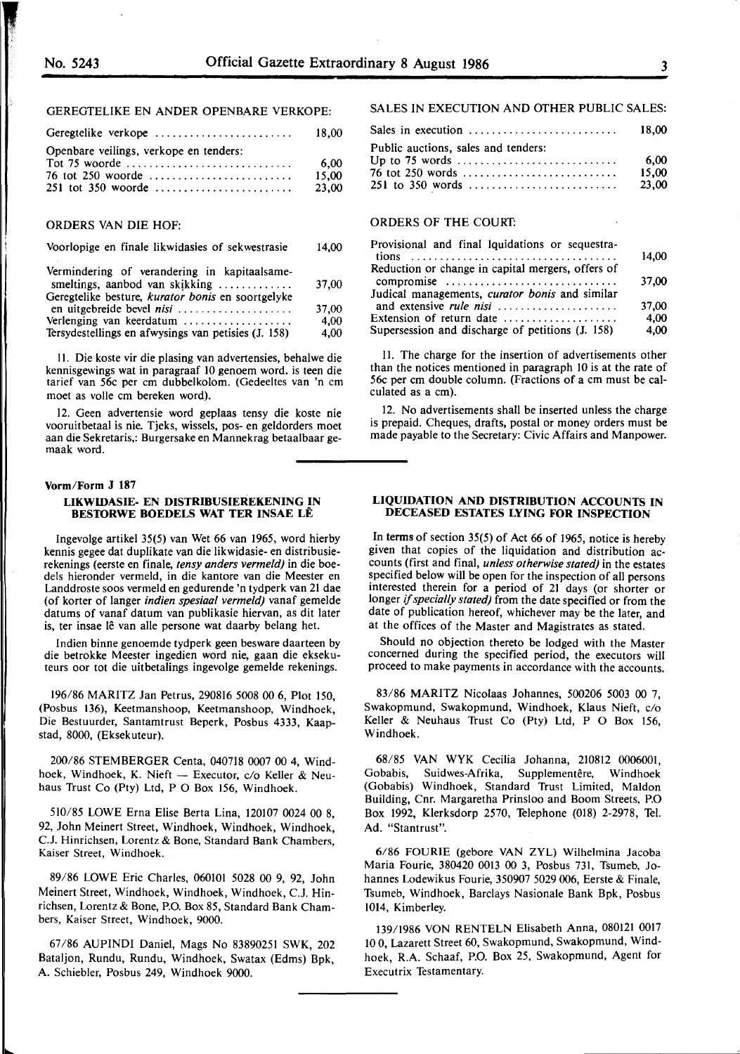GEREGTELIKE EN ANDER OPENBARE VERKOPE:

| | |
|---|---|
| Geregtelike verkope | 18,00 |
| Openbare veilings, verkope en tenders: | |
| Tot 75 woorde | 6,00 |
| 76 tot 250 woorde | 15,00 |
| 251 tot 350 woorde | 23,00 |

ORDERS VAN DIE HOF:

| | |
|---|---|
| Voorlopige en finale likwidasies of sekwestrasie | 14,00 |
| Vermindering of verandering in kapitaalsamesmeltings, aanbod van skikking | 37,00 |
| Geregtelike besture, *kurator bonis* en soortgelyke en uitgebreide bevel *nisi* | 37,00 |
| Verlenging van keerdatum | 4,00 |
| Tersydestellings en afwysings van petisies (J. 158) | 4,00 |

11. Die koste vir die plasing van advertensies, behalwe die kennisgewings wat in paragraaf 10 genoem word. is teen die tarief van 56c per cm dubbelkolom. (Gedeeltes van 'n cm moet as volle cm bereken word).

12. Geen advertensie word geplaas tensy die koste nie vooruitbetaal is nie. Tjeks, wissels, pos- en geldorders moet aan die Sekretaris,: Burgersake en Mannekrag betaalbaar gemaak word.

SALES IN EXECUTION AND OTHER PUBLIC SALES:

| | |
|---|---|
| Sales in execution | 18,00 |
| Public auctions, sales and tenders: | |
| Up to 75 words | 6,00 |
| 76 tot 250 words | 15,00 |
| 251 to 350 words | 23,00 |

ORDERS OF THE COURT:

| | |
|---|---|
| Provisional and final lquidations or sequestrations | 14,00 |
| Reduction or change in capital mergers, offers of compromise | 37,00 |
| Judical managements, *curator bonis* and similar and extensive *rule nisi* | 37,00 |
| Extension of return date | 4,00 |
| Supersession and discharge of petitions (J. 158) | 4,00 |

11. The charge for the insertion of advertisements other than the notices mentioned in paragraph 10 is at the rate of 56c per cm double column. (Fractions of a cm must be calculated as a cm).

12. No advertisements shall be inserted unless the charge is prepaid. Cheques, drafts, postal or money orders must be made payable to the Secretary: Civic Affairs and Manpower.

**Vorm/Form J 187**

### LIKWIDASIE- EN DISTRIBUSIEREKENING IN BESTORWE BOEDELS WAT TER INSAE LÊ

Ingevolge artikel 35(5) van Wet 66 van 1965, word hierby kennis gegee dat duplikate van die likwidasie- en distribusierekenings (eerste en finale, *tensy anders vermeld)* in die boedels hieronder vermeld, in die kantore van die Meester en Landdroste soos vermeld en gedurende 'n tydperk van 21 dae (of korter of langer *indien spesiaal vermeld)* vanaf gemelde datums of vanaf datum van publikasie hiervan, as dit later is, ter insae lê van alle persone wat daarby belang het.

Indien binne genoemde tydperk geen besware daarteen by die betrokke Meester ingedien word nie, gaan die eksekuteurs oor tot die uitbetalings ingevolge gemelde rekenings.

196/86 MARITZ Jan Petrus, 290816 5008 00 6, Plot 150, (Posbus 136), Keetmanshoop, Keetmanshoop, Windhoek, Die Bestuurder, Santamtrust Beperk, Posbus 4333, Kaapstad, 8000, (Eksekuteur).

200/86 STEMBERGER Centa, 040718 0007 00 4, Windhoek, Windhoek, K. Nieft — Executor, c/o Keller & Neuhaus Trust Co (Pty) Ltd, P O Box 156, Windhoek.

510/85 LOWE Erna Elise Berta Lina, 120107 0024 00 8, 92, John Meinert Street, Windhoek, Windhoek, Windhoek, C.J. Hinrichsen, Lorentz & Bone, Standard Bank Chambers, Kaiser Street, Windhoek.

89/86 LOWE Eric Charles, 060101 5028 00 9, 92, John Meinert Street, Windhoek, Windhoek, Windhoek, C.J. Hinrichsen, Lorentz & Bone, P.O. Box 85, Standard Bank Chambers, Kaiser Street, Windhoek, 9000.

67/86 AUPINDI Daniel, Mags No 83890251 SWK, 202 Bataljon, Rundu, Rundu, Windhoek, Swatax (Edms) Bpk, A. Schiebler, Posbus 249, Windhoek 9000.

### LIQUIDATION AND DISTRIBUTION ACCOUNTS IN DECEASED ESTATES LYING FOR INSPECTION

In terms of section 35(5) of Act 66 of 1965, notice is hereby given that copies of the liquidation and distribution accounts (first and final, *unless otherwise stated)* in the estates specified below will be open for the inspection of all persons interested therein for a period of 21 days (or shorter or longer *if specially stated)* from the date specified or from the date of publication hereof, whichever may be the later, and at the offices of the Master and Magistrates as stated.

Should no objection thereto be lodged with the Master concerned during the specified period, the executors will proceed to make payments in accordance with the accounts.

83/86 MARITZ Nicolaas Johannes, 500206 5003 00 7, Swakopmund, Swakopmund, Windhoek, Klaus Nieft, c/o Keller & Neuhaus Trust Co (Pty) Ltd, P O Box 156, Windhoek.

68/85 VAN WYK Cecilia Johanna, 210812 0006001, Gobabis, Suidwes-Afrika, Supplementêre, Windhoek (Gobabis) Windhoek, Standard Trust Limited, Maldon Building, Cnr. Margaretha Prinsloo and Boom Streets, P.O Box 1992, Klerksdorp 2570, Telephone (018) 2-2978, Tel. Ad. "Stantrust".

6/86 FOURIE (gebore VAN ZYL) Wilhelmina Jacoba Maria Fourie, 380420 0013 00 3, Posbus 731, Tsumeb, Johannes Lodewikus Fourie, 350907 5029 006, Eerste & Finale, Tsumeb, Windhoek, Barclays Nasionale Bank Bpk, Posbus 1014, Kimberley.

139/1986 VON RENTELN Elisabeth Anna, 080121 0017 10 0, Lazarett Street 60, Swakopmund, Swakopmund, Windhoek, R.A. Schaaf, P.O. Box 25, Swakopmund, Agent for Executrix Testamentary.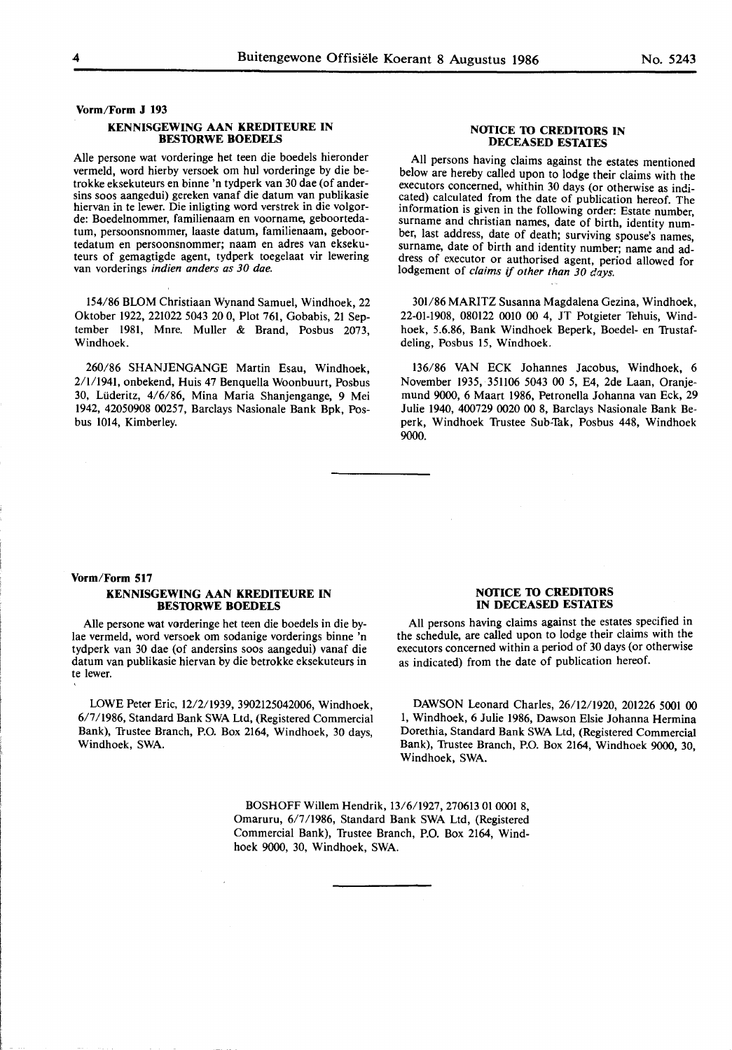**Vorm/Form J 193**

### KENNISGEWING AAN KREDITEURE IN BESTORWE BOEDELS

Alle persone wat vorderinge het teen die boedels hieronder vermeld, word hierby versoek om hul vorderinge by die betrokke eksekuteurs en binne 'n tydperk van 30 dae (of andersins soos aangedui) gereken vanaf die datum van publikasie hiervan in te lewer. Die inligting word verstrek in die volgorde: Boedelnommer, familienaam en voorname, geboortedatum, persoonsnommer, laaste datum, familienaam, geboortedatum en persoonsnommer; naam en adres van eksekuteurs of gemagtigde agent, tydperk toegelaat vir lewering van vorderings *indien anders as 30 dae.*

154/86 BLOM Christiaan Wynand Samuel, Windhoek, 22 Oktober 1922, 221022 5043 20 0, Plot 761, Gobabis, 21 September 1981, Mnre. Muller & Brand, Posbus 2073, Windhoek.

260/86 SHANJENGANGE Martin Esau, Windhoek, 2/1/1941, onbekend, Huis 47 Benquella Woonbuurt, Posbus 30, Lüderitz, 4/6/86, Mina Maria Shanjengange, 9 Mei 1942, 42050908 00257, Barclays Nasionale Bank Bpk, Posbus 1014, Kimberley.

### NOTICE TO CREDITORS IN DECEASED ESTATES

All persons having claims against the estates mentioned below are hereby called upon to lodge their claims with the executors concerned, whithin 30 days (or otherwise as indicated) calculated from the date of publication hereof. The information is given in the following order: Estate number, surname and christian names, date of birth, identity number, last address, date of death; surviving spouse's names, surname, date of birth and identity number; name and address of executor or authorised agent, period allowed for lodgement of *claims if other than 30 days.*

301/86 MARITZ Susanna Magdalena Gezina, Windhoek, 22-01-1908, 080122 0010 00 4, JT Potgieter Tehuis, Windhoek, 5.6.86, Bank Windhoek Beperk, Boedel- en Trustafdeling, Posbus 15, Windhoek.

136/86 VAN ECK Johannes Jacobus, Windhoek, 6 November 1935, 351106 5043 00 5, E4, 2de Laan, Oranjemund 9000, 6 Maart 1986, Petronella Johanna van Eck, 29 Julie 1940, 400729 0020 00 8, Barclays Nasionale Bank Beperk, Windhoek Trustee Sub-Tak, Posbus 448, Windhoek 9000.

---

**Vorm/Form 517**

### KENNISGEWING AAN KREDITEURE IN BESTORWE BOEDELS

Alle persone wat vorderinge het teen die boedels in die bylae vermeld, word versoek om sodanige vorderings binne 'n tydperk van 30 dae (of andersins soos aangedui) vanaf die datum van publikasie hiervan by die betrokke eksekuteurs in te lewer.

LOWE Peter Eric, 12/2/1939, 3902125042006, Windhoek, 6/7/1986, Standard Bank SWA Ltd, (Registered Commercial Bank), Trustee Branch, P.O. Box 2164, Windhoek, 30 days, Windhoek, SWA.

### NOTICE TO CREDITORS IN DECEASED ESTATES

All persons having claims against the estates specified in the schedule, are called upon to lodge their claims with the executors concerned within a period of 30 days (or otherwise as indicated) from the date of publication hereof.

DAWSON Leonard Charles, 26/12/1920, 201226 5001 00 1, Windhoek, 6 Julie 1986, Dawson Elsie Johanna Hermina Dorethia, Standard Bank SWA Ltd, (Registered Commercial Bank), Trustee Branch, P.O. Box 2164, Windhoek 9000, 30, Windhoek, SWA.

BOSHOFF Willem Hendrik, 13/6/1927, 270613 01 0001 8, Omaruru, 6/7/1986, Standard Bank SWA Ltd, (Registered Commercial Bank), Trustee Branch, P.O. Box 2164, Windhoek 9000, 30, Windhoek, SWA.

---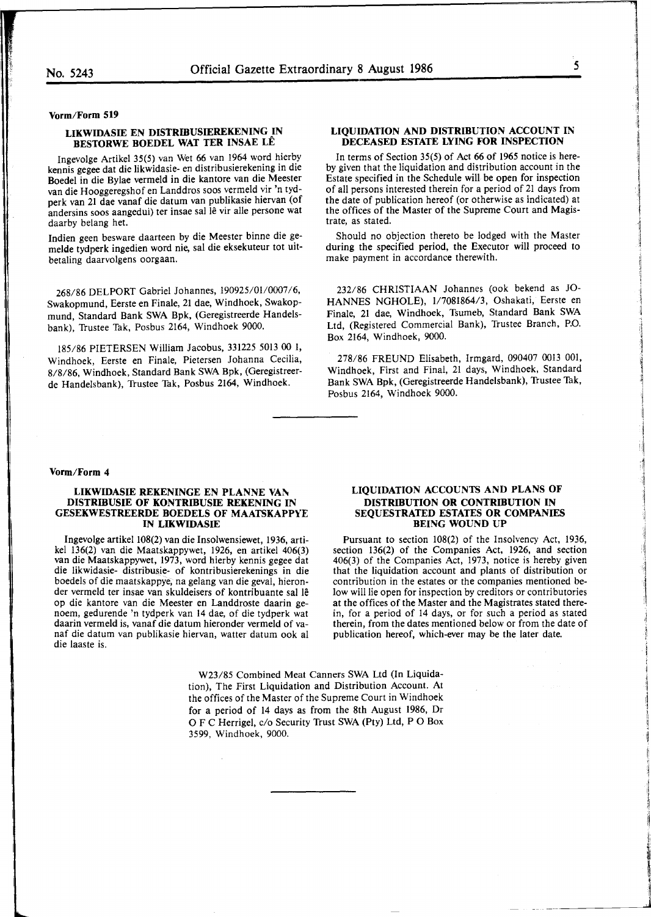**Vorm/Form 519**

### LIKWIDASIE EN DISTRIBUSIEREKENING IN BESTORWE BOEDEL WAT TER INSAE LÊ

Ingevolge Artikel 35(5) van Wet 66 van 1964 word hierby kennis gegee dat die likwidasie- en distribusierekening in die Boedel in die Bylae vermeld in die kantore van die Meester van die Hooggeregshof en Landdros soos vermeld vir 'n tydperk van 21 dae vanaf die datum van publikasie hiervan (of andersins soos aangedui) ter insae sal lê vir alle persone wat daarby belang het.

Indien geen besware daarteen by die Meester binne die gemelde tydperk ingedien word nie, sal die eksekuteur tot uitbetaling daarvolgens oorgaan.

268/86 DELPORT Gabriel Johannes, 190925/01/0007/6, Swakopmund, Eerste en Finale, 21 dae, Windhoek, Swakopmund, Standard Bank SWA Bpk, (Geregistreerde Handelsbank), Trustee Tak, Posbus 2164, Windhoek 9000.

185/86 PIETERSEN William Jacobus, 331225 5013 00 1, Windhoek, Eerste en Finale, Pietersen Johanna Cecilia, 8/8/86, Windhoek, Standard Bank SWA Bpk, (Geregistreerde Handelsbank), Trustee Tak, Posbus 2164, Windhoek.

### LIQUIDATION AND DISTRIBUTION ACCOUNT IN DECEASED ESTATE LYING FOR INSPECTION

In terms of Section 35(5) of Act 66 of 1965 notice is hereby given that the liquidation and distribution account in the Estate specified in the Schedule will be open for inspection of all persons interested therein for a period of 21 days from the date of publication hereof (or otherwise as indicated) at the offices of the Master of the Supreme Court and Magistrate, as stated.

Should no objection thereto be lodged with the Master during the specified period, the Executor will proceed to make payment in accordance therewith.

232/86 CHRISTIAAN Johannes (ook bekend as JOHANNES NGHOLE), 1/7081864/3, Oshakati, Eerste en Finale, 21 dae, Windhoek, Tsumeb, Standard Bank SWA Ltd, (Registered Commercial Bank), Trustee Branch, P.O. Box 2164, Windhoek, 9000.

278/86 FREUND Elisabeth, Irmgard, 090407 0013 001, Windhoek, First and Final, 21 days, Windhoek, Standard Bank SWA Bpk, (Geregistreerde Handelsbank), Trustee Tak, Posbus 2164, Windhoek 9000.

---

**Vorm/Form 4**

### LIKWIDASIE REKENINGE EN PLANNE VAN DISTRIBUSIE OF KONTRIBUSIE REKENING IN GESEKWESTREERDE BOEDELS OF MAATSKAPPYE IN LIKWIDASIE

Ingevolge artikel 108(2) van die Insolwensiewet, 1936, artikel 136(2) van die Maatskappywet, 1926, en artikel 406(3) van die Maatskappywet, 1973, word hierby kennis gegee dat die likwidasie- distribusie- of kontribusierekenings in die boedels of die maatskappye, na gelang van die geval, hieronder vermeld ter insae van skuldeisers of kontribuante sal lê op die kantore van die Meester en Landdroste daarin genoem, gedurende 'n tydperk van 14 dae, of die tydperk wat daarin vermeld is, vanaf die datum hieronder vermeld of vanaf die datum van publikasie hiervan, watter datum ook al die laaste is.

### LIQUIDATION ACCOUNTS AND PLANS OF DISTRIBUTION OR CONTRIBUTION IN SEQUESTRATED ESTATES OR COMPANIES BEING WOUND UP

Pursuant to section 108(2) of the Insolvency Act, 1936, section 136(2) of the Companies Act, 1926, and section 406(3) of the Companies Act, 1973, notice is hereby given that the liquidation account and plants of distribution or contribution in the estates or the companies mentioned below will lie open for inspection by creditors or contributories at the offices of the Master and the Magistrates stated therein, for a period of 14 days, or for such a period as stated therein, from the dates mentioned below or from the date of publication hereof, which-ever may be the later date.

W23/85 Combined Meat Canners SWA Ltd (In Liquidation), The First Liquidation and Distribution Account. At the offices of the Master of the Supreme Court in Windhoek for a period of 14 days as from the 8th August 1986, Dr O F C Herrigel, c/o Security Trust SWA (Pty) Ltd, P O Box 3599, Windhoek, 9000.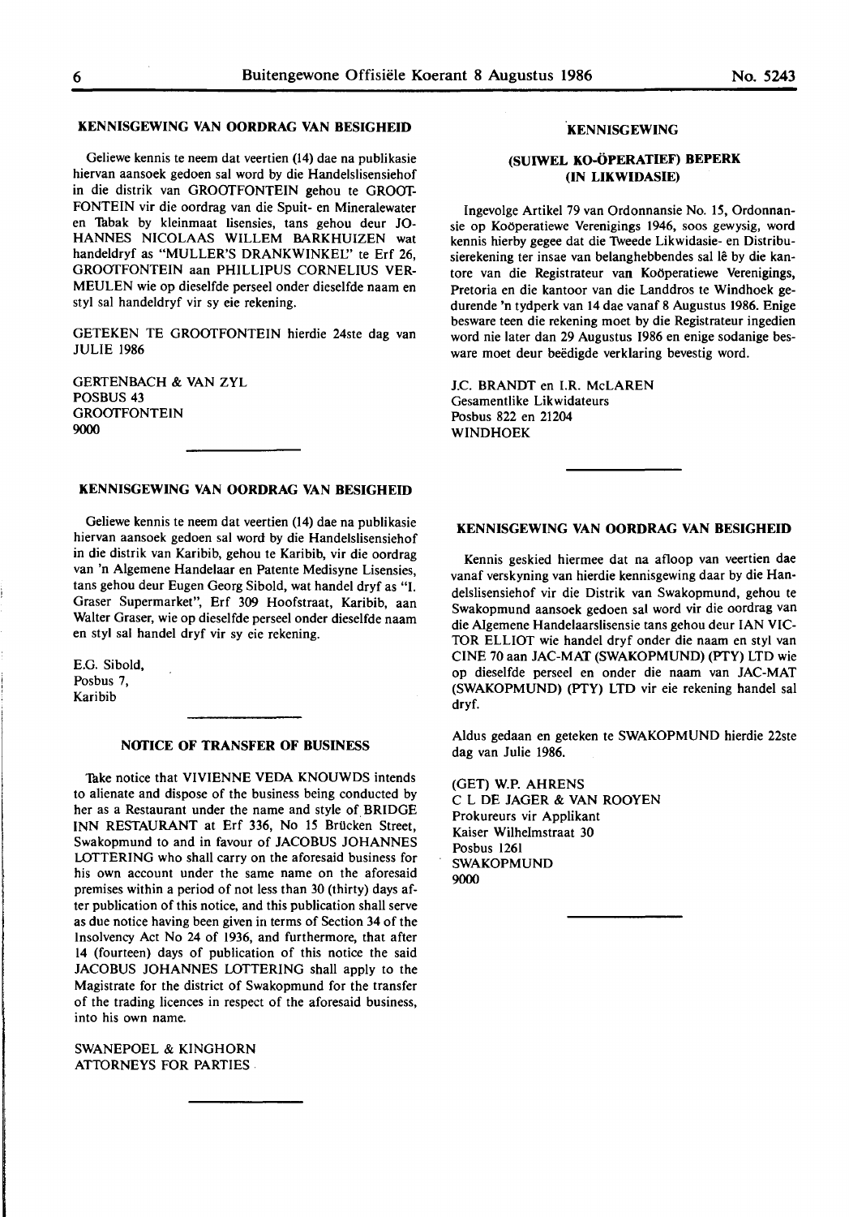## KENNISGEWING VAN OORDRAG VAN BESIGHEID

Geliewe kennis te neem dat veertien (14) dae na publikasie hiervan aansoek gedoen sal word by die Handelslisensiehof in die distrik van GROOTFONTEIN gehou te GROOTFONTEIN vir die oordrag van die Spuit- en Mineralewater en Tabak by kleinmaat lisensies, tans gehou deur JOHANNES NICOLAAS WILLEM BARKHUIZEN wat handeldryf as "MULLER'S DRANKWINKEL" te Erf 26, GROOTFONTEIN aan PHILLIPUS CORNELIUS VERMEULEN wie op dieselfde perseel onder dieselfde naam en styl sal handeldryf vir sy eie rekening.

GETEKEN TE GROOTFONTEIN hierdie 24ste dag van JULIE 1986

GERTENBACH & VAN ZYL
POSBUS 43
GROOTFONTEIN
9000

## KENNISGEWING VAN OORDRAG VAN BESIGHEID

Geliewe kennis te neem dat veertien (14) dae na publikasie hiervan aansoek gedoen sal word by die Handelslisensiehof in die distrik van Karibib, gehou te Karibib, vir die oordrag van 'n Algemene Handelaar en Patente Medisyne Lisensies, tans gehou deur Eugen Georg Sibold, wat handel dryf as "I. Graser Supermarket", Erf 309 Hoofstraat, Karibib, aan Walter Graser, wie op dieselfde perseel onder dieselfde naam en styl sal handel dryf vir sy eie rekening.

E.G. Sibold,
Posbus 7,
Karibib

## NOTICE OF TRANSFER OF BUSINESS

Take notice that VIVIENNE VEDA KNOUWDS intends to alienate and dispose of the business being conducted by her as a Restaurant under the name and style of BRIDGE INN RESTAURANT at Erf 336, No 15 Brücken Street, Swakopmund to and in favour of JACOBUS JOHANNES LOTTERING who shall carry on the aforesaid business for his own account under the same name on the aforesaid premises within a period of not less than 30 (thirty) days after publication of this notice, and this publication shall serve as due notice having been given in terms of Section 34 of the Insolvency Act No 24 of 1936, and furthermore, that after 14 (fourteen) days of publication of this notice the said JACOBUS JOHANNES LOTTERING shall apply to the Magistrate for the district of Swakopmund for the transfer of the trading licences in respect of the aforesaid business, into his own name.

SWANEPOEL & KINGHORN
ATTORNEYS FOR PARTIES

## KENNISGEWING

## (SUIWEL KO-ÖPERATIEF) BEPERK (IN LIKWIDASIE)

Ingevolge Artikel 79 van Ordonnansie No. 15, Ordonnansie op Koöperatiewe Verenigings 1946, soos gewysig, word kennis hierby gegee dat die Tweede Likwidasie- en Distribusierekening ter insae van belanghebbendes sal lê by die kantore van die Registrateur van Koöperatiewe Verenigings, Pretoria en die kantoor van die Landdros te Windhoek gedurende 'n tydperk van 14 dae vanaf 8 Augustus 1986. Enige besware teen die rekening moet by die Registrateur ingedien word nie later dan 29 Augustus 1986 en enige sodanige besware moet deur beëdigde verklaring bevestig word.

J.C. BRANDT en I.R. McLAREN
Gesamentlike Likwidateurs
Posbus 822 en 21204
WINDHOEK

## KENNISGEWING VAN OORDRAG VAN BESIGHEID

Kennis geskied hiermee dat na afloop van veertien dae vanaf verskyning van hierdie kennisgewing daar by die Handelslisensiehof vir die Distrik van Swakopmund, gehou te Swakopmund aansoek gedoen sal word vir die oordrag van die Algemene Handelaarslisensie tans gehou deur IAN VICTOR ELLIOT wie handel dryf onder die naam en styl van CINE 70 aan JAC-MAT (SWAKOPMUND) (PTY) LTD wie op dieselfde perseel en onder die naam van JAC-MAT (SWAKOPMUND) (PTY) LTD vir eie rekening handel sal dryf.

Aldus gedaan en geteken te SWAKOPMUND hierdie 22ste dag van Julie 1986.

(GET) W.P. AHRENS
C L DE JAGER & VAN ROOYEN
Prokureurs vir Applikant
Kaiser Wilhelmstraat 30
Posbus 1261
SWAKOPMUND
9000